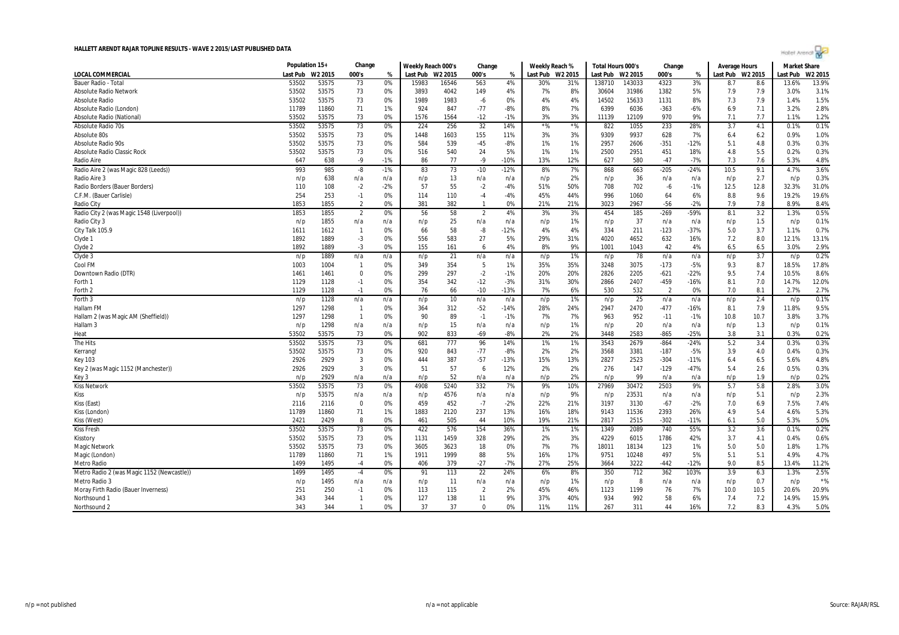# HALLETT ARENDT RAJAR TOPLINE RESULTS - WAVE 2 2015/LAST PUBLISHED DATA

| LOCAL COMMERCIAL | Population 15+ | | Change | | Weekly Reach 000's | | Change | | Weekly Reach % | | Total Hours 000's | | Change | | Average Hours | | Market Share | |
|---|---|---|---|---|---|---|---|---|---|---|---|---|---|---|---|---|---|---|
| | Last Pub | W2 2015 | 000's | % | Last Pub | W2 2015 | 000's | % | Last Pub | W2 2015 | Last Pub | W2 2015 | 000's | % | Last Pub | W2 2015 | Last Pub | W2 2015 |
| Bauer Radio - Total | 53502 | 53575 | 73 | 0% | 15983 | 16546 | 563 | 4% | 30% | 31% | 138710 | 143033 | 4323 | 3% | 8.7 | 8.6 | 13.6% | 13.9% |
| Absolute Radio Network | 53502 | 53575 | 73 | 0% | 3893 | 4042 | 149 | 4% | 7% | 8% | 30604 | 31986 | 1382 | 5% | 7.9 | 7.9 | 3.0% | 3.1% |
| Absolute Radio | 53502 | 53575 | 73 | 0% | 1989 | 1983 | -6 | 0% | 4% | 4% | 14502 | 15633 | 1131 | 8% | 7.3 | 7.9 | 1.4% | 1.5% |
| Absolute Radio (London) | 11789 | 11860 | 71 | 1% | 924 | 847 | -77 | -8% | 8% | 7% | 6399 | 6036 | -363 | -6% | 6.9 | 7.1 | 3.2% | 2.8% |
| Absolute Radio (National) | 53502 | 53575 | 73 | 0% | 1576 | 1564 | -12 | -1% | 3% | 3% | 11139 | 12109 | 970 | 9% | 7.1 | 7.7 | 1.1% | 1.2% |
| Absolute Radio 70s | 53502 | 53575 | 73 | 0% | 224 | 256 | 32 | 14% | *% | *% | 822 | 1055 | 233 | 28% | 3.7 | 4.1 | 0.1% | 0.1% |
| Absolute 80s | 53502 | 53575 | 73 | 0% | 1448 | 1603 | 155 | 11% | 3% | 3% | 9309 | 9937 | 628 | 7% | 6.4 | 6.2 | 0.9% | 1.0% |
| Absolute Radio 90s | 53502 | 53575 | 73 | 0% | 584 | 539 | -45 | -8% | 1% | 1% | 2957 | 2606 | -351 | -12% | 5.1 | 4.8 | 0.3% | 0.3% |
| Absolute Radio Classic Rock | 53502 | 53575 | 73 | 0% | 516 | 540 | 24 | 5% | 1% | 1% | 2500 | 2951 | 451 | 18% | 4.8 | 5.5 | 0.2% | 0.3% |
| Radio Aire | 647 | 638 | -9 | -1% | 86 | 77 | -9 | -10% | 13% | 12% | 627 | 580 | -47 | -7% | 7.3 | 7.6 | 5.3% | 4.8% |
| Radio Aire 2 (was Magic 828 (Leeds)) | 993 | 985 | -8 | -1% | 83 | 73 | -10 | -12% | 8% | 7% | 868 | 663 | -205 | -24% | 10.5 | 9.1 | 4.7% | 3.6% |
| Radio Aire 3 | n/p | 638 | n/a | n/a | n/p | 13 | n/a | n/a | n/p | 2% | n/p | 36 | n/a | n/a | n/p | 2.7 | n/p | 0.3% |
| Radio Borders (Bauer Borders) | 110 | 108 | -2 | -2% | 57 | 55 | -2 | -4% | 51% | 50% | 708 | 702 | -6 | -1% | 12.5 | 12.8 | 32.3% | 31.0% |
| C.F.M. (Bauer Carlisle) | 254 | 253 | -1 | 0% | 114 | 110 | -4 | -4% | 45% | 44% | 996 | 1060 | 64 | 6% | 8.8 | 9.6 | 19.2% | 19.6% |
| Radio City | 1853 | 1855 | 2 | 0% | 381 | 382 | 1 | 0% | 21% | 21% | 3023 | 2967 | -56 | -2% | 7.9 | 7.8 | 8.9% | 8.4% |
| Radio City 2 (was Magic 1548 (Liverpool)) | 1853 | 1855 | 2 | 0% | 56 | 58 | 2 | 4% | 3% | 3% | 454 | 185 | -269 | -59% | 8.1 | 3.2 | 1.3% | 0.5% |
| Radio City 3 | n/p | 1855 | n/a | n/a | n/p | 25 | n/a | n/a | n/p | 1% | n/p | 37 | n/a | n/a | n/p | 1.5 | n/p | 0.1% |
| City Talk 105.9 | 1611 | 1612 | 1 | 0% | 66 | 58 | -8 | -12% | 4% | 4% | 334 | 211 | -123 | -37% | 5.0 | 3.7 | 1.1% | 0.7% |
| Clyde 1 | 1892 | 1889 | -3 | 0% | 556 | 583 | 27 | 5% | 29% | 31% | 4020 | 4652 | 632 | 16% | 7.2 | 8.0 | 12.1% | 13.1% |
| Clyde 2 | 1892 | 1889 | -3 | 0% | 155 | 161 | 6 | 4% | 8% | 9% | 1001 | 1043 | 42 | 4% | 6.5 | 6.5 | 3.0% | 2.9% |
| Clyde 3 | n/p | 1889 | n/a | n/a | n/p | 21 | n/a | n/a | n/p | 1% | n/p | 78 | n/a | n/a | n/p | 3.7 | n/p | 0.2% |
| Cool FM | 1003 | 1004 | 1 | 0% | 349 | 354 | 5 | 1% | 35% | 35% | 3248 | 3075 | -173 | -5% | 9.3 | 8.7 | 18.5% | 17.8% |
| Downtown Radio (DTR) | 1461 | 1461 | 0 | 0% | 299 | 297 | -2 | -1% | 20% | 20% | 2826 | 2205 | -621 | -22% | 9.5 | 7.4 | 10.5% | 8.6% |
| Forth 1 | 1129 | 1128 | -1 | 0% | 354 | 342 | -12 | -3% | 31% | 30% | 2866 | 2407 | -459 | -16% | 8.1 | 7.0 | 14.7% | 12.0% |
| Forth 2 | 1129 | 1128 | -1 | 0% | 76 | 66 | -10 | -13% | 7% | 6% | 530 | 532 | 2 | 0% | 7.0 | 8.1 | 2.7% | 2.7% |
| Forth 3 | n/p | 1128 | n/a | n/a | n/p | 10 | n/a | n/a | n/p | 1% | n/p | 25 | n/a | n/a | n/p | 2.4 | n/p | 0.1% |
| Hallam FM | 1297 | 1298 | 1 | 0% | 364 | 312 | -52 | -14% | 28% | 24% | 2947 | 2470 | -477 | -16% | 8.1 | 7.9 | 11.8% | 9.5% |
| Hallam 2 (was Magic AM (Sheffield)) | 1297 | 1298 | 1 | 0% | 90 | 89 | -1 | -1% | 7% | 7% | 963 | 952 | -11 | -1% | 10.8 | 10.7 | 3.8% | 3.7% |
| Hallam 3 | n/p | 1298 | n/a | n/a | n/p | 15 | n/a | n/a | n/p | 1% | n/p | 20 | n/a | n/a | n/p | 1.3 | n/p | 0.1% |
| Heat | 53502 | 53575 | 73 | 0% | 902 | 833 | -69 | -8% | 2% | 2% | 3448 | 2583 | -865 | -25% | 3.8 | 3.1 | 0.3% | 0.2% |
| The Hits | 53502 | 53575 | 73 | 0% | 681 | 777 | 96 | 14% | 1% | 1% | 3543 | 2679 | -864 | -24% | 5.2 | 3.4 | 0.3% | 0.3% |
| Kerrang! | 53502 | 53575 | 73 | 0% | 920 | 843 | -77 | -8% | 2% | 2% | 3568 | 3381 | -187 | -5% | 3.9 | 4.0 | 0.4% | 0.3% |
| Key 103 | 2926 | 2929 | 3 | 0% | 444 | 387 | -57 | -13% | 15% | 13% | 2827 | 2523 | -304 | -11% | 6.4 | 6.5 | 5.6% | 4.8% |
| Key 2 (was Magic 1152 (Manchester)) | 2926 | 2929 | 3 | 0% | 51 | 57 | 6 | 12% | 2% | 2% | 276 | 147 | -129 | -47% | 5.4 | 2.6 | 0.5% | 0.3% |
| Key 3 | n/p | 2929 | n/a | n/a | n/p | 52 | n/a | n/a | n/p | 2% | n/p | 99 | n/a | n/a | n/p | 1.9 | n/p | 0.2% |
| Kiss Network | 53502 | 53575 | 73 | 0% | 4908 | 5240 | 332 | 7% | 9% | 10% | 27969 | 30472 | 2503 | 9% | 5.7 | 5.8 | 2.8% | 3.0% |
| Kiss | n/p | 53575 | n/a | n/a | n/p | 4576 | n/a | n/a | n/p | 9% | n/p | 23531 | n/a | n/a | n/p | 5.1 | n/p | 2.3% |
| Kiss (East) | 2116 | 2116 | 0 | 0% | 459 | 452 | -7 | -2% | 22% | 21% | 3197 | 3130 | -67 | -2% | 7.0 | 6.9 | 7.5% | 7.4% |
| Kiss (London) | 11789 | 11860 | 71 | 1% | 1883 | 2120 | 237 | 13% | 16% | 18% | 9143 | 11536 | 2393 | 26% | 4.9 | 5.4 | 4.6% | 5.3% |
| Kiss (West) | 2421 | 2429 | 8 | 0% | 461 | 505 | 44 | 10% | 19% | 21% | 2817 | 2515 | -302 | -11% | 6.1 | 5.0 | 5.3% | 5.0% |
| Kiss Fresh | 53502 | 53575 | 73 | 0% | 422 | 576 | 154 | 36% | 1% | 1% | 1349 | 2089 | 740 | 55% | 3.2 | 3.6 | 0.1% | 0.2% |
| Kisstory | 53502 | 53575 | 73 | 0% | 1131 | 1459 | 328 | 29% | 2% | 3% | 4229 | 6015 | 1786 | 42% | 3.7 | 4.1 | 0.4% | 0.6% |
| Magic Network | 53502 | 53575 | 73 | 0% | 3605 | 3623 | 18 | 0% | 7% | 7% | 18011 | 18134 | 123 | 1% | 5.0 | 5.0 | 1.8% | 1.7% |
| Magic (London) | 11789 | 11860 | 71 | 1% | 1911 | 1999 | 88 | 5% | 16% | 17% | 9751 | 10248 | 497 | 5% | 5.1 | 5.1 | 4.9% | 4.7% |
| Metro Radio | 1499 | 1495 | -4 | 0% | 406 | 379 | -27 | -7% | 27% | 25% | 3664 | 3222 | -442 | -12% | 9.0 | 8.5 | 13.4% | 11.2% |
| Metro Radio 2 (was Magic 1152 (Newcastle)) | 1499 | 1495 | -4 | 0% | 91 | 113 | 22 | 24% | 6% | 8% | 350 | 712 | 362 | 103% | 3.9 | 6.3 | 1.3% | 2.5% |
| Metro Radio 3 | n/p | 1495 | n/a | n/a | n/p | 11 | n/a | n/a | n/p | 1% | n/p | 8 | n/a | n/a | n/p | 0.7 | n/p | *% |
| Moray Firth Radio (Bauer Inverness) | 251 | 250 | -1 | 0% | 113 | 115 | 2 | 2% | 45% | 46% | 1123 | 1199 | 76 | 7% | 10.0 | 10.5 | 20.6% | 20.9% |
| Northsound 1 | 343 | 344 | 1 | 0% | 127 | 138 | 11 | 9% | 37% | 40% | 934 | 992 | 58 | 6% | 7.4 | 7.2 | 14.9% | 15.9% |
| Northsound 2 | 343 | 344 | 1 | 0% | 37 | 37 | 0 | 0% | 11% | 11% | 267 | 311 | 44 | 16% | 7.2 | 8.3 | 4.3% | 5.0% |

n/p = not published

n/a = not applicable

Source: RAJAR/RSL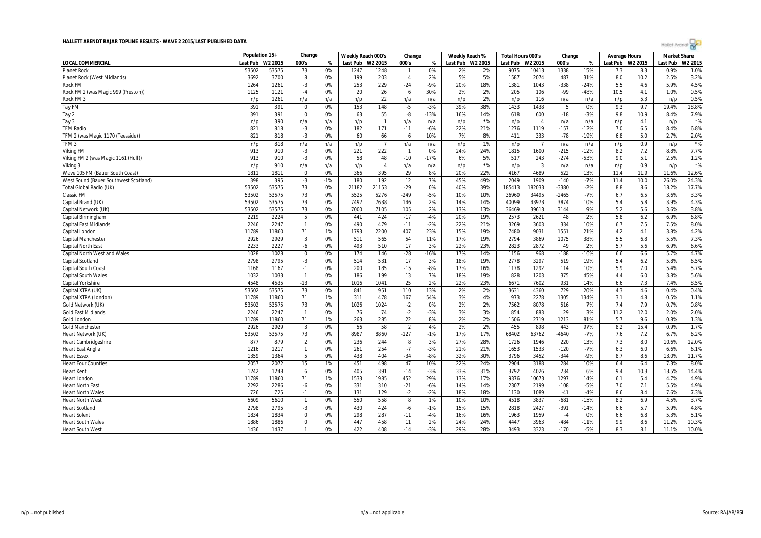# HALLETT ARENDT RAJAR TOPLINE RESULTS - WAVE 2 2015/LAST PUBLISHED DATA

| LOCAL COMMERCIAL | Population 15+ | | Change | | Weekly Reach 000's | | Change | | Weekly Reach % | | Total Hours 000's | | Change | | Average Hours | | Market Share | |
|---|---|---|---|---|---|---|---|---|---|---|---|---|---|---|---|---|---|---|
| | Last Pub | W2 2015 | 000's | % | Last Pub | W2 2015 | 000's | % | Last Pub | W2 2015 | Last Pub | W2 2015 | 000's | % | Last Pub | W2 2015 | Last Pub | W2 2015 |
| Planet Rock | 53502 | 53575 | 73 | 0% | 1247 | 1248 | 1 | 0% | 2% | 2% | 9075 | 10413 | 1338 | 15% | 7.3 | 8.3 | 0.9% | 1.0% |
| Planet Rock (West Midlands) | 3692 | 3700 | 8 | 0% | 199 | 203 | 4 | 2% | 5% | 5% | 1587 | 2074 | 487 | 31% | 8.0 | 10.2 | 2.5% | 3.2% |
| Rock FM | 1264 | 1261 | -3 | 0% | 253 | 229 | -24 | -9% | 20% | 18% | 1381 | 1043 | -338 | -24% | 5.5 | 4.6 | 5.9% | 4.5% |
| Rock FM 2 (was Magic 999 (Preston)) | 1125 | 1121 | -4 | 0% | 20 | 26 | 6 | 30% | 2% | 2% | 205 | 106 | -99 | -48% | 10.5 | 4.1 | 1.0% | 0.5% |
| Rock FM 3 | n/p | 1261 | n/a | n/a | n/p | 22 | n/a | n/a | n/p | 2% | n/p | 116 | n/a | n/a | n/p | 5.3 | n/p | 0.5% |
| Tay FM | 391 | 391 | 0 | 0% | 153 | 148 | -5 | -3% | 39% | 38% | 1433 | 1438 | 5 | 0% | 9.3 | 9.7 | 19.4% | 18.8% |
| Tay 2 | 391 | 391 | 0 | 0% | 63 | 55 | -8 | -13% | 16% | 14% | 618 | 600 | -18 | -3% | 9.8 | 10.9 | 8.4% | 7.9% |
| Tay 3 | n/p | 390 | n/a | n/a | n/p | 1 | n/a | n/a | n/p | *% | n/p | 4 | n/a | n/a | n/p | 4.1 | n/p | *% |
| TFM Radio | 821 | 818 | -3 | 0% | 182 | 171 | -11 | -6% | 22% | 21% | 1276 | 1119 | -157 | -12% | 7.0 | 6.5 | 8.4% | 6.8% |
| TFM 2 (was Magic 1170 (Teesside)) | 821 | 818 | -3 | 0% | 60 | 66 | 6 | 10% | 7% | 8% | 411 | 333 | -78 | -19% | 6.8 | 5.0 | 2.7% | 2.0% |
| TFM 3 | n/p | 818 | n/a | n/a | n/p | 7 | n/a | n/a | n/p | 1% | n/p | 7 | n/a | n/a | n/p | 0.9 | n/p | *% |
| Viking FM | 913 | 910 | -3 | 0% | 221 | 222 | 1 | 0% | 24% | 24% | 1815 | 1600 | -215 | -12% | 8.2 | 7.2 | 8.8% | 7.7% |
| Viking FM 2 (was Magic 1161 (Hull)) | 913 | 910 | -3 | 0% | 58 | 48 | -10 | -17% | 6% | 5% | 517 | 243 | -274 | -53% | 9.0 | 5.1 | 2.5% | 1.2% |
| Viking 3 | n/p | 910 | n/a | n/a | n/p | 4 | n/a | n/a | n/p | *% | n/p | 3 | n/a | n/a | n/p | 0.9 | n/p | *% |
| Wave 105 FM (Bauer South Coast) | 1811 | 1811 | 0 | 0% | 366 | 395 | 29 | 8% | 20% | 22% | 4167 | 4689 | 522 | 13% | 11.4 | 11.9 | 11.6% | 12.6% |
| West Sound (Bauer Southwest Scotland) | 398 | 395 | -3 | -1% | 180 | 192 | 12 | 7% | 45% | 49% | 2049 | 1909 | -140 | -7% | 11.4 | 10.0 | 26.0% | 24.3% |
| Total Global Radio (UK) | 53502 | 53575 | 73 | 0% | 21182 | 21153 | -29 | 0% | 40% | 39% | 185413 | 182033 | -3380 | -2% | 8.8 | 8.6 | 18.2% | 17.7% |
| Classic FM | 53502 | 53575 | 73 | 0% | 5525 | 5276 | -249 | -5% | 10% | 10% | 36960 | 34495 | -2465 | -7% | 6.7 | 6.5 | 3.6% | 3.3% |
| Capital Brand (UK) | 53502 | 53575 | 73 | 0% | 7492 | 7638 | 146 | 2% | 14% | 14% | 40099 | 43973 | 3874 | 10% | 5.4 | 5.8 | 3.9% | 4.3% |
| Capital Network (UK) | 53502 | 53575 | 73 | 0% | 7000 | 7105 | 105 | 2% | 13% | 13% | 36469 | 39613 | 3144 | 9% | 5.2 | 5.6 | 3.6% | 3.8% |
| Capital Birmingham | 2219 | 2224 | 5 | 0% | 441 | 424 | -17 | -4% | 20% | 19% | 2573 | 2621 | 48 | 2% | 5.8 | 6.2 | 6.9% | 6.8% |
| Capital East Midlands | 2246 | 2247 | 1 | 0% | 490 | 479 | -11 | -2% | 22% | 21% | 3269 | 3603 | 334 | 10% | 6.7 | 7.5 | 7.5% | 8.0% |
| Capital London | 11789 | 11860 | 71 | 1% | 1793 | 2200 | 407 | 23% | 15% | 19% | 7480 | 9031 | 1551 | 21% | 4.2 | 4.1 | 3.8% | 4.2% |
| Capital Manchester | 2926 | 2929 | 3 | 0% | 511 | 565 | 54 | 11% | 17% | 19% | 2794 | 3869 | 1075 | 38% | 5.5 | 6.8 | 5.5% | 7.3% |
| Capital North East | 2233 | 2227 | -6 | 0% | 493 | 510 | 17 | 3% | 22% | 23% | 2823 | 2872 | 49 | 2% | 5.7 | 5.6 | 6.9% | 6.6% |
| Capital North West and Wales | 1028 | 1028 | 0 | 0% | 174 | 146 | -28 | -16% | 17% | 14% | 1156 | 968 | -188 | -16% | 6.6 | 6.6 | 5.7% | 4.7% |
| Capital Scotland | 2798 | 2795 | -3 | 0% | 514 | 531 | 17 | 3% | 18% | 19% | 2778 | 3297 | 519 | 19% | 5.4 | 6.2 | 5.8% | 6.5% |
| Capital South Coast | 1168 | 1167 | -1 | 0% | 200 | 185 | -15 | -8% | 17% | 16% | 1178 | 1292 | 114 | 10% | 5.9 | 7.0 | 5.4% | 5.7% |
| Capital South Wales | 1032 | 1033 | 1 | 0% | 186 | 199 | 13 | 7% | 18% | 19% | 828 | 1203 | 375 | 45% | 4.4 | 6.0 | 3.8% | 5.6% |
| Capital Yorkshire | 4548 | 4535 | -13 | 0% | 1016 | 1041 | 25 | 2% | 22% | 23% | 6671 | 7602 | 931 | 14% | 6.6 | 7.3 | 7.4% | 8.5% |
| Capital XTRA (UK) | 53502 | 53575 | 73 | 0% | 841 | 951 | 110 | 13% | 2% | 2% | 3631 | 4360 | 729 | 20% | 4.3 | 4.6 | 0.4% | 0.4% |
| Capital XTRA (London) | 11789 | 11860 | 71 | 1% | 311 | 478 | 167 | 54% | 3% | 4% | 973 | 2278 | 1305 | 134% | 3.1 | 4.8 | 0.5% | 1.1% |
| Gold Network (UK) | 53502 | 53575 | 73 | 0% | 1026 | 1024 | -2 | 0% | 2% | 2% | 7562 | 8078 | 516 | 7% | 7.4 | 7.9 | 0.7% | 0.8% |
| Gold East Midlands | 2246 | 2247 | 1 | 0% | 76 | 74 | -2 | -3% | 3% | 3% | 854 | 883 | 29 | 3% | 11.2 | 12.0 | 2.0% | 2.0% |
| Gold London | 11789 | 11860 | 71 | 1% | 263 | 285 | 22 | 8% | 2% | 2% | 1506 | 2719 | 1213 | 81% | 5.7 | 9.6 | 0.8% | 1.3% |
| Gold Manchester | 2926 | 2929 | 3 | 0% | 56 | 58 | 2 | 4% | 2% | 2% | 455 | 898 | 443 | 97% | 8.2 | 15.4 | 0.9% | 1.7% |
| Heart Network (UK) | 53502 | 53575 | 73 | 0% | 8987 | 8860 | -127 | -1% | 17% | 17% | 68402 | 63762 | -4640 | -7% | 7.6 | 7.2 | 6.7% | 6.2% |
| Heart Cambridgeshire | 877 | 879 | 2 | 0% | 236 | 244 | 8 | 3% | 27% | 28% | 1726 | 1946 | 220 | 13% | 7.3 | 8.0 | 10.6% | 12.0% |
| Heart East Anglia | 1216 | 1217 | 1 | 0% | 261 | 254 | -7 | -3% | 21% | 21% | 1653 | 1533 | -120 | -7% | 6.3 | 6.0 | 6.6% | 6.1% |
| Heart Essex | 1359 | 1364 | 5 | 0% | 438 | 404 | -34 | -8% | 32% | 30% | 3796 | 3452 | -344 | -9% | 8.7 | 8.6 | 13.0% | 11.7% |
| Heart Four Counties | 2057 | 2072 | 15 | 1% | 451 | 498 | 47 | 10% | 22% | 24% | 2904 | 3188 | 284 | 10% | 6.4 | 6.4 | 7.3% | 8.0% |
| Heart Kent | 1242 | 1248 | 6 | 0% | 405 | 391 | -14 | -3% | 33% | 31% | 3792 | 4026 | 234 | 6% | 9.4 | 10.3 | 13.5% | 14.4% |
| Heart London | 11789 | 11860 | 71 | 1% | 1533 | 1985 | 452 | 29% | 13% | 17% | 9376 | 10673 | 1297 | 14% | 6.1 | 5.4 | 4.7% | 4.9% |
| Heart North East | 2292 | 2286 | -6 | 0% | 331 | 310 | -21 | -6% | 14% | 14% | 2307 | 2199 | -108 | -5% | 7.0 | 7.1 | 5.5% | 4.9% |
| Heart North Wales | 726 | 725 | -1 | 0% | 131 | 129 | -2 | -2% | 18% | 18% | 1130 | 1089 | -41 | -4% | 8.6 | 8.4 | 7.6% | 7.3% |
| Heart North West | 5609 | 5610 | 1 | 0% | 550 | 558 | 8 | 1% | 10% | 10% | 4518 | 3837 | -681 | -15% | 8.2 | 6.9 | 4.5% | 3.7% |
| Heart Scotland | 2798 | 2795 | -3 | 0% | 430 | 424 | -6 | -1% | 15% | 15% | 2818 | 2427 | -391 | -14% | 6.6 | 5.7 | 5.9% | 4.8% |
| Heart Solent | 1834 | 1834 | 0 | 0% | 298 | 287 | -11 | -4% | 16% | 16% | 1963 | 1959 | -4 | 0% | 6.6 | 6.8 | 5.3% | 5.1% |
| Heart South Wales | 1886 | 1886 | 0 | 0% | 447 | 458 | 11 | 2% | 24% | 24% | 4447 | 3963 | -484 | -11% | 9.9 | 8.6 | 11.2% | 10.3% |
| Heart South West | 1436 | 1437 | 1 | 0% | 422 | 408 | -14 | -3% | 29% | 28% | 3493 | 3323 | -170 | -5% | 8.3 | 8.1 | 11.1% | 10.0% |

n/p = not published | n/a = not applicable | Source: RAJAR/RSL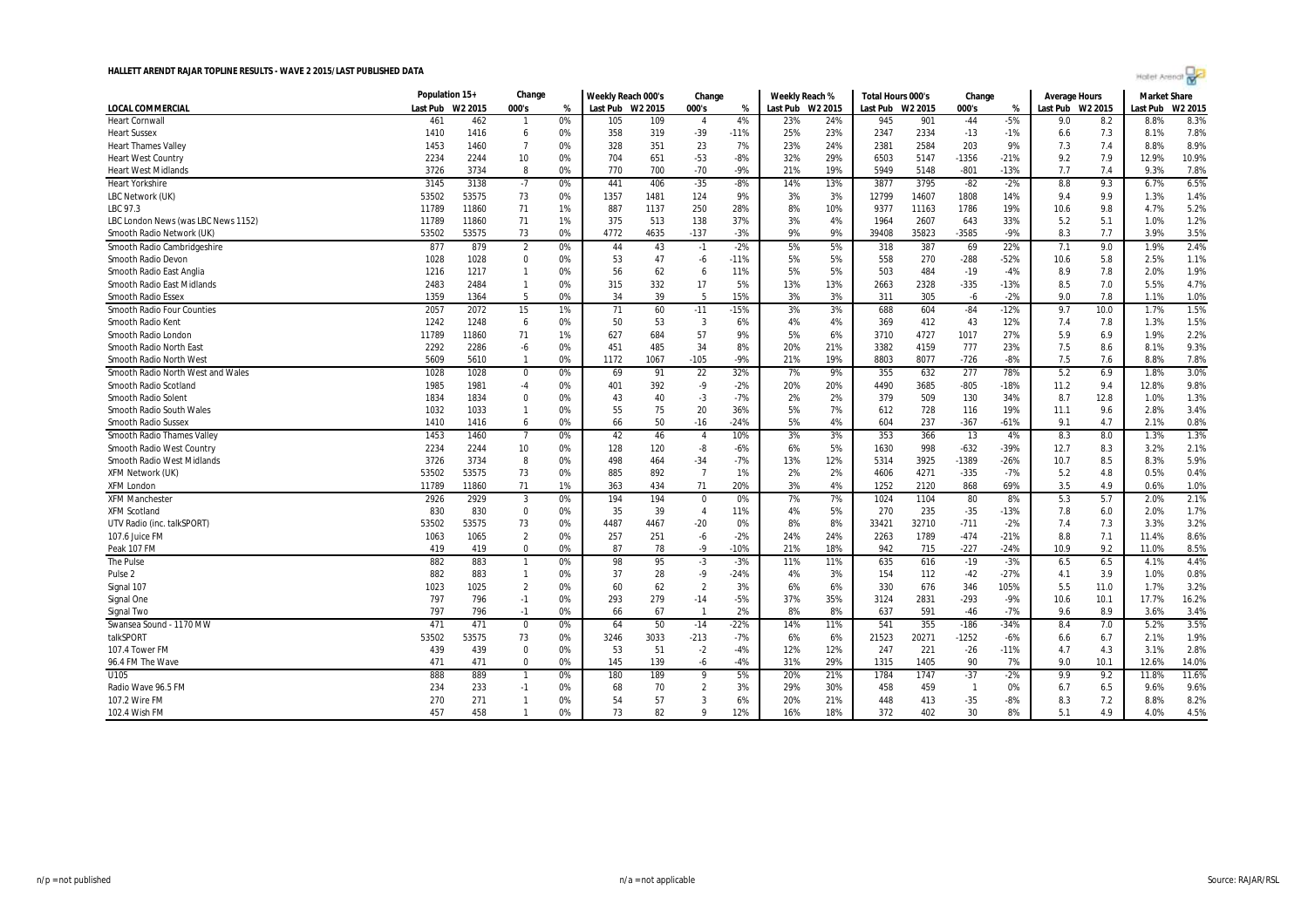# HALLETT ARENDT RAJAR TOPLINE RESULTS - WAVE 2 2015/LAST PUBLISHED DATA

| | Population 15+ | | Change | | Weekly Reach 000's | | Change | | Weekly Reach % | | Total Hours 000's | | Change | | Average Hours | | Market Share | |
|---|---|---|---|---|---|---|---|---|---|---|---|---|---|---|---|---|---|---|
| LOCAL COMMERCIAL | Last Pub | W2 2015 | 000's | % | Last Pub | W2 2015 | 000's | % | Last Pub | W2 2015 | Last Pub | W2 2015 | 000's | % | Last Pub | W2 2015 | Last Pub | W2 2015 |
| Heart Cornwall | 461 | 462 | 1 | 0% | 105 | 109 | 4 | 4% | 23% | 24% | 945 | 901 | -44 | -5% | 9.0 | 8.2 | 8.8% | 8.3% |
| Heart Sussex | 1410 | 1416 | 6 | 0% | 358 | 319 | -39 | -11% | 25% | 23% | 2347 | 2334 | -13 | -1% | 6.6 | 7.3 | 8.1% | 7.8% |
| Heart Thames Valley | 1453 | 1460 | 7 | 0% | 328 | 351 | 23 | 7% | 23% | 24% | 2381 | 2584 | 203 | 9% | 7.3 | 7.4 | 8.8% | 8.9% |
| Heart West Country | 2234 | 2244 | 10 | 0% | 704 | 651 | -53 | -8% | 32% | 29% | 6503 | 5147 | -1356 | -21% | 9.2 | 7.9 | 12.9% | 10.9% |
| Heart West Midlands | 3726 | 3734 | 8 | 0% | 770 | 700 | -70 | -9% | 21% | 19% | 5949 | 5148 | -801 | -13% | 7.7 | 7.4 | 9.3% | 7.8% |
| Heart Yorkshire | 3145 | 3138 | -7 | 0% | 441 | 406 | -35 | -8% | 14% | 13% | 3877 | 3795 | -82 | -2% | 8.8 | 9.3 | 6.7% | 6.5% |
| LBC Network (UK) | 53502 | 53575 | 73 | 0% | 1357 | 1481 | 124 | 9% | 3% | 3% | 12799 | 14607 | 1808 | 14% | 9.4 | 9.9 | 1.3% | 1.4% |
| LBC 97.3 | 11789 | 11860 | 71 | 1% | 887 | 1137 | 250 | 28% | 8% | 10% | 9377 | 11163 | 1786 | 19% | 10.6 | 9.8 | 4.7% | 5.2% |
| LBC London News (was LBC News 1152) | 11789 | 11860 | 71 | 1% | 375 | 513 | 138 | 37% | 3% | 4% | 1964 | 2607 | 643 | 33% | 5.2 | 5.1 | 1.0% | 1.2% |
| Smooth Radio Network (UK) | 53502 | 53575 | 73 | 0% | 4772 | 4635 | -137 | -3% | 9% | 9% | 39408 | 35823 | -3585 | -9% | 8.3 | 7.7 | 3.9% | 3.5% |
| Smooth Radio Cambridgeshire | 877 | 879 | 2 | 0% | 44 | 43 | -1 | -2% | 5% | 5% | 318 | 387 | 69 | 22% | 7.1 | 9.0 | 1.9% | 2.4% |
| Smooth Radio Devon | 1028 | 1028 | 0 | 0% | 53 | 47 | -6 | -11% | 5% | 5% | 558 | 270 | -288 | -52% | 10.6 | 5.8 | 2.5% | 1.1% |
| Smooth Radio East Anglia | 1216 | 1217 | 1 | 0% | 56 | 62 | 6 | 11% | 5% | 5% | 503 | 484 | -19 | -4% | 8.9 | 7.8 | 2.0% | 1.9% |
| Smooth Radio East Midlands | 2483 | 2484 | 1 | 0% | 315 | 332 | 17 | 5% | 13% | 13% | 2663 | 2328 | -335 | -13% | 8.5 | 7.0 | 5.5% | 4.7% |
| Smooth Radio Essex | 1359 | 1364 | 5 | 0% | 34 | 39 | 5 | 15% | 3% | 3% | 311 | 305 | -6 | -2% | 9.0 | 7.8 | 1.1% | 1.0% |
| Smooth Radio Four Counties | 2057 | 2072 | 15 | 1% | 71 | 60 | -11 | -15% | 3% | 3% | 688 | 604 | -84 | -12% | 9.7 | 10.0 | 1.7% | 1.5% |
| Smooth Radio Kent | 1242 | 1248 | 6 | 0% | 50 | 53 | 3 | 6% | 4% | 4% | 369 | 412 | 43 | 12% | 7.4 | 7.8 | 1.3% | 1.5% |
| Smooth Radio London | 11789 | 11860 | 71 | 1% | 627 | 684 | 57 | 9% | 5% | 6% | 3710 | 4727 | 1017 | 27% | 5.9 | 6.9 | 1.9% | 2.2% |
| Smooth Radio North East | 2292 | 2286 | -6 | 0% | 451 | 485 | 34 | 8% | 20% | 21% | 3382 | 4159 | 777 | 23% | 7.5 | 8.6 | 8.1% | 9.3% |
| Smooth Radio North West | 5609 | 5610 | 1 | 0% | 1172 | 1067 | -105 | -9% | 21% | 19% | 8803 | 8077 | -726 | -8% | 7.5 | 7.6 | 8.8% | 7.8% |
| Smooth Radio North West and Wales | 1028 | 1028 | 0 | 0% | 69 | 91 | 22 | 32% | 7% | 9% | 355 | 632 | 277 | 78% | 5.2 | 6.9 | 1.8% | 3.0% |
| Smooth Radio Scotland | 1985 | 1981 | -4 | 0% | 401 | 392 | -9 | -2% | 20% | 20% | 4490 | 3685 | -805 | -18% | 11.2 | 9.4 | 12.8% | 9.8% |
| Smooth Radio Solent | 1834 | 1834 | 0 | 0% | 43 | 40 | -3 | -7% | 2% | 2% | 379 | 509 | 130 | 34% | 8.7 | 12.8 | 1.0% | 1.3% |
| Smooth Radio South Wales | 1032 | 1033 | 1 | 0% | 55 | 75 | 20 | 36% | 5% | 7% | 612 | 728 | 116 | 19% | 11.1 | 9.6 | 2.8% | 3.4% |
| Smooth Radio Sussex | 1410 | 1416 | 6 | 0% | 66 | 50 | -16 | -24% | 5% | 4% | 604 | 237 | -367 | -61% | 9.1 | 4.7 | 2.1% | 0.8% |
| Smooth Radio Thames Valley | 1453 | 1460 | 7 | 0% | 42 | 46 | 4 | 10% | 3% | 3% | 353 | 366 | 13 | 4% | 8.3 | 8.0 | 1.3% | 1.3% |
| Smooth Radio West Country | 2234 | 2244 | 10 | 0% | 128 | 120 | -8 | -6% | 6% | 5% | 1630 | 998 | -632 | -39% | 12.7 | 8.3 | 3.2% | 2.1% |
| Smooth Radio West Midlands | 3726 | 3734 | 8 | 0% | 498 | 464 | -34 | -7% | 13% | 12% | 5314 | 3925 | -1389 | -26% | 10.7 | 8.5 | 8.3% | 5.9% |
| XFM Network (UK) | 53502 | 53575 | 73 | 0% | 885 | 892 | 7 | 1% | 2% | 2% | 4606 | 4271 | -335 | -7% | 5.2 | 4.8 | 0.5% | 0.4% |
| XFM London | 11789 | 11860 | 71 | 1% | 363 | 434 | 71 | 20% | 3% | 4% | 1252 | 2120 | 868 | 69% | 3.5 | 4.9 | 0.6% | 1.0% |
| XFM Manchester | 2926 | 2929 | 3 | 0% | 194 | 194 | 0 | 0% | 7% | 7% | 1024 | 1104 | 80 | 8% | 5.3 | 5.7 | 2.0% | 2.1% |
| XFM Scotland | 830 | 830 | 0 | 0% | 35 | 39 | 4 | 11% | 4% | 5% | 270 | 235 | -35 | -13% | 7.8 | 6.0 | 2.0% | 1.7% |
| UTV Radio (inc. talkSPORT) | 53502 | 53575 | 73 | 0% | 4487 | 4467 | -20 | 0% | 8% | 8% | 33421 | 32710 | -711 | -2% | 7.4 | 7.3 | 3.3% | 3.2% |
| 107.6 Juice FM | 1063 | 1065 | 2 | 0% | 257 | 251 | -6 | -2% | 24% | 24% | 2263 | 1789 | -474 | -21% | 8.8 | 7.1 | 11.4% | 8.6% |
| Peak 107 FM | 419 | 419 | 0 | 0% | 87 | 78 | -9 | -10% | 21% | 18% | 942 | 715 | -227 | -24% | 10.9 | 9.2 | 11.0% | 8.5% |
| The Pulse | 882 | 883 | 1 | 0% | 98 | 95 | -3 | -3% | 11% | 11% | 635 | 616 | -19 | -3% | 6.5 | 6.5 | 4.1% | 4.4% |
| Pulse 2 | 882 | 883 | 1 | 0% | 37 | 28 | -9 | -24% | 4% | 3% | 154 | 112 | -42 | -27% | 4.1 | 3.9 | 1.0% | 0.8% |
| Signal 107 | 1023 | 1025 | 2 | 0% | 60 | 62 | 2 | 3% | 6% | 6% | 330 | 676 | 346 | 105% | 5.5 | 11.0 | 1.7% | 3.2% |
| Signal One | 797 | 796 | -1 | 0% | 293 | 279 | -14 | -5% | 37% | 35% | 3124 | 2831 | -293 | -9% | 10.6 | 10.1 | 17.7% | 16.2% |
| Signal Two | 797 | 796 | -1 | 0% | 66 | 67 | 1 | 2% | 8% | 8% | 637 | 591 | -46 | -7% | 9.6 | 8.9 | 3.6% | 3.4% |
| Swansea Sound - 1170 MW | 471 | 471 | 0 | 0% | 64 | 50 | -14 | -22% | 14% | 11% | 541 | 355 | -186 | -34% | 8.4 | 7.0 | 5.2% | 3.5% |
| talkSPORT | 53502 | 53575 | 73 | 0% | 3246 | 3033 | -213 | -7% | 6% | 6% | 21523 | 20271 | -1252 | -6% | 6.6 | 6.7 | 2.1% | 1.9% |
| 107.4 Tower FM | 439 | 439 | 0 | 0% | 53 | 51 | -2 | -4% | 12% | 12% | 247 | 221 | -26 | -11% | 4.7 | 4.3 | 3.1% | 2.8% |
| 96.4 FM The Wave | 471 | 471 | 0 | 0% | 145 | 139 | -6 | -4% | 31% | 29% | 1315 | 1405 | 90 | 7% | 9.0 | 10.1 | 12.6% | 14.0% |
| U105 | 888 | 889 | 1 | 0% | 180 | 189 | 9 | 5% | 20% | 21% | 1784 | 1747 | -37 | -2% | 9.9 | 9.2 | 11.8% | 11.6% |
| Radio Wave 96.5 FM | 234 | 233 | -1 | 0% | 68 | 70 | 2 | 3% | 29% | 30% | 458 | 459 | 1 | 0% | 6.7 | 6.5 | 9.6% | 9.6% |
| 107.2 Wire FM | 270 | 271 | 1 | 0% | 54 | 57 | 3 | 6% | 20% | 21% | 448 | 413 | -35 | -8% | 8.3 | 7.2 | 8.8% | 8.2% |
| 102.4 Wish FM | 457 | 458 | 1 | 0% | 73 | 82 | 9 | 12% | 16% | 18% | 372 | 402 | 30 | 8% | 5.1 | 4.9 | 4.0% | 4.5% |

n/p = not published | n/a = not applicable | Source: RAJAR/RSL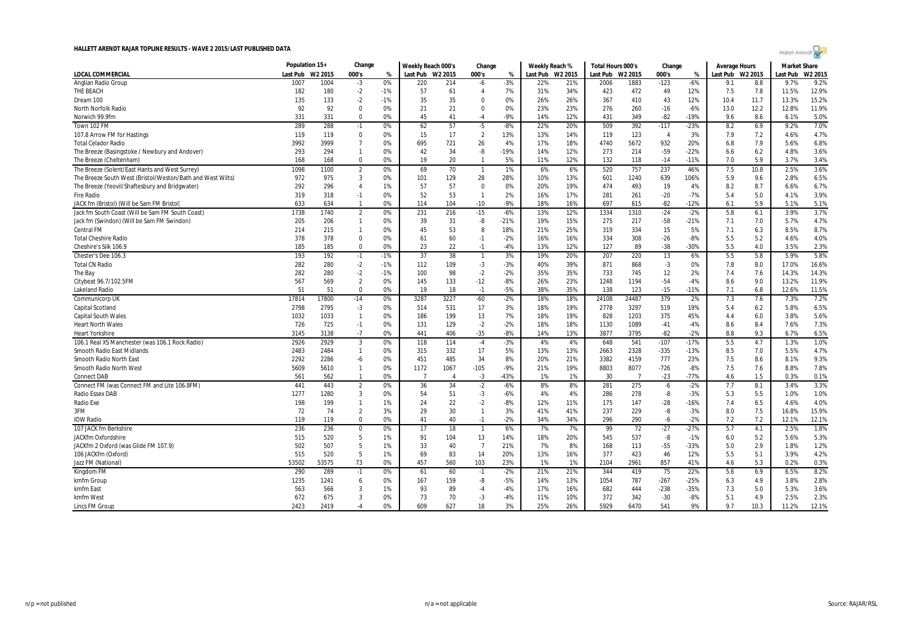**HALLETT ARENDT RAJAR TOPLINE RESULTS - WAVE 2 2015/LAST PUBLISHED DATA**

| LOCAL COMMERCIAL | Population 15+ | | Change | | Weekly Reach 000's | | Change | | Weekly Reach % | | Total Hours 000's | | Change | | Average Hours | | Market Share | |
|---|---|---|---|---|---|---|---|---|---|---|---|---|---|---|---|---|---|---|
| | Last Pub | W2 2015 | 000's | % | Last Pub | W2 2015 | 000's | % | Last Pub | W2 2015 | Last Pub | W2 2015 | 000's | % | Last Pub | W2 2015 | Last Pub | W2 2015 |
| Anglian Radio Group | 1007 | 1004 | -3 | 0% | 220 | 214 | -6 | -3% | 22% | 21% | 2006 | 1883 | -123 | -6% | 9.1 | 8.8 | 9.7% | 9.2% |
| THE BEACH | 182 | 180 | -2 | -1% | 57 | 61 | 4 | 7% | 31% | 34% | 423 | 472 | 49 | 12% | 7.5 | 7.8 | 11.5% | 12.9% |
| Dream 100 | 135 | 133 | -2 | -1% | 35 | 35 | 0 | 0% | 26% | 26% | 367 | 410 | 43 | 12% | 10.4 | 11.7 | 13.3% | 15.2% |
| North Norfolk Radio | 92 | 92 | 0 | 0% | 21 | 21 | 0 | 0% | 23% | 23% | 276 | 260 | -16 | -6% | 13.0 | 12.2 | 12.8% | 11.9% |
| Norwich 99.9fm | 331 | 331 | 0 | 0% | 45 | 41 | -4 | -9% | 14% | 12% | 431 | 349 | -82 | -19% | 9.6 | 8.6 | 6.1% | 5.0% |
| Town 102 FM | 289 | 288 | -1 | 0% | 62 | 57 | -5 | -8% | 22% | 20% | 509 | 392 | -117 | -23% | 8.2 | 6.9 | 9.2% | 7.0% |
| 107.8 Arrow FM for Hastings | 119 | 119 | 0 | 0% | 15 | 17 | 2 | 13% | 13% | 14% | 119 | 123 | 4 | 3% | 7.9 | 7.2 | 4.6% | 4.7% |
| Total Celador Radio | 3992 | 3999 | 7 | 0% | 695 | 721 | 26 | 4% | 17% | 18% | 4740 | 5672 | 932 | 20% | 6.8 | 7.9 | 5.6% | 6.8% |
| The Breeze (Basingstoke / Newbury and Andover) | 293 | 294 | 1 | 0% | 42 | 34 | -8 | -19% | 14% | 12% | 273 | 214 | -59 | -22% | 6.6 | 6.2 | 4.8% | 3.6% |
| The Breeze (Cheltenham) | 168 | 168 | 0 | 0% | 19 | 20 | 1 | 5% | 11% | 12% | 132 | 118 | -14 | -11% | 7.0 | 5.9 | 3.7% | 3.4% |
| The Breeze (Solent/East Hants and West Surrey) | 1098 | 1100 | 2 | 0% | 69 | 70 | 1 | 1% | 6% | 6% | 520 | 757 | 237 | 46% | 7.5 | 10.8 | 2.5% | 3.6% |
| The Breeze South West (Bristol/Weston/Bath and West Wilts) | 972 | 975 | 3 | 0% | 101 | 129 | 28 | 28% | 10% | 13% | 601 | 1240 | 639 | 106% | 5.9 | 9.6 | 2.8% | 6.5% |
| The Breeze (Yeovil/Shaftesbury and Bridgwater) | 292 | 296 | 4 | 1% | 57 | 57 | 0 | 0% | 20% | 19% | 474 | 493 | 19 | 4% | 8.2 | 8.7 | 6.6% | 6.7% |
| Fire Radio | 319 | 318 | -1 | 0% | 52 | 53 | 1 | 2% | 16% | 17% | 281 | 261 | -20 | -7% | 5.4 | 5.0 | 4.1% | 3.9% |
| JACK fm (Bristol) (Will be Sam FM Bristol) | 633 | 634 | 1 | 0% | 114 | 104 | -10 | -9% | 18% | 16% | 697 | 615 | -82 | -12% | 6.1 | 5.9 | 5.1% | 5.1% |
| Jack fm South Coast (Will be Sam FM South Coast) | 1738 | 1740 | 2 | 0% | 231 | 216 | -15 | -6% | 13% | 12% | 1334 | 1310 | -24 | -2% | 5.8 | 6.1 | 3.9% | 3.7% |
| Jack fm (Swindon) (Will be Sam FM Swindon) | 205 | 206 | 1 | 0% | 39 | 31 | -8 | -21% | 19% | 15% | 275 | 217 | -58 | -21% | 7.1 | 7.0 | 5.7% | 4.7% |
| Central FM | 214 | 215 | 1 | 0% | 45 | 53 | 8 | 18% | 21% | 25% | 319 | 334 | 15 | 5% | 7.1 | 6.3 | 8.5% | 8.7% |
| Total Cheshire Radio | 378 | 378 | 0 | 0% | 61 | 60 | -1 | -2% | 16% | 16% | 334 | 308 | -26 | -8% | 5.5 | 5.2 | 4.6% | 4.0% |
| Cheshire's Silk 106.9 | 185 | 185 | 0 | 0% | 23 | 22 | -1 | -4% | 13% | 12% | 127 | 89 | -38 | -30% | 5.5 | 4.0 | 3.5% | 2.3% |
| Chester's Dee 106.3 | 193 | 192 | -1 | -1% | 37 | 38 | 1 | 3% | 19% | 20% | 207 | 220 | 13 | 6% | 5.5 | 5.8 | 5.9% | 5.8% |
| Total CN Radio | 282 | 280 | -2 | -1% | 112 | 109 | -3 | -3% | 40% | 39% | 871 | 868 | -3 | 0% | 7.8 | 8.0 | 17.0% | 16.6% |
| The Bay | 282 | 280 | -2 | -1% | 100 | 98 | -2 | -2% | 35% | 35% | 733 | 745 | 12 | 2% | 7.4 | 7.6 | 14.3% | 14.3% |
| Citybeat 96.7/102.5FM | 567 | 569 | 2 | 0% | 145 | 133 | -12 | -8% | 26% | 23% | 1248 | 1194 | -54 | -4% | 8.6 | 9.0 | 13.2% | 11.9% |
| Lakeland Radio | 51 | 51 | 0 | 0% | 19 | 18 | -1 | -5% | 38% | 35% | 138 | 123 | -15 | -11% | 7.1 | 6.8 | 12.6% | 11.5% |
| Communicorp UK | 17814 | 17800 | -14 | 0% | 3287 | 3227 | -60 | -2% | 18% | 18% | 24108 | 24487 | 379 | 2% | 7.3 | 7.6 | 7.3% | 7.2% |
| Capital Scotland | 2798 | 2795 | -3 | 0% | 514 | 531 | 17 | 3% | 18% | 19% | 2778 | 3297 | 519 | 19% | 5.4 | 6.2 | 5.8% | 6.5% |
| Capital South Wales | 1032 | 1033 | 1 | 0% | 186 | 199 | 13 | 7% | 18% | 19% | 828 | 1203 | 375 | 45% | 4.4 | 6.0 | 3.8% | 5.6% |
| Heart North Wales | 726 | 725 | -1 | 0% | 131 | 129 | -2 | -2% | 18% | 18% | 1130 | 1089 | -41 | -4% | 8.6 | 8.4 | 7.6% | 7.3% |
| Heart Yorkshire | 3145 | 3138 | -7 | 0% | 441 | 406 | -35 | -8% | 14% | 13% | 3877 | 3795 | -82 | -2% | 8.8 | 9.3 | 6.7% | 6.5% |
| 106.1 Real XS Manchester (was 106.1 Rock Radio) | 2926 | 2929 | 3 | 0% | 118 | 114 | -4 | -3% | 4% | 4% | 648 | 541 | -107 | -17% | 5.5 | 4.7 | 1.3% | 1.0% |
| Smooth Radio East Midlands | 2483 | 2484 | 1 | 0% | 315 | 332 | 17 | 5% | 13% | 13% | 2663 | 2328 | -335 | -13% | 8.5 | 7.0 | 5.5% | 4.7% |
| Smooth Radio North East | 2292 | 2286 | -6 | 0% | 451 | 485 | 34 | 8% | 20% | 21% | 3382 | 4159 | 777 | 23% | 7.5 | 8.6 | 8.1% | 9.3% |
| Smooth Radio North West | 5609 | 5610 | 1 | 0% | 1172 | 1067 | -105 | -9% | 21% | 19% | 8803 | 8077 | -726 | -8% | 7.5 | 7.6 | 8.8% | 7.8% |
| Connect DAB | 561 | 562 | 1 | 0% | 7 | 4 | -3 | -43% | 1% | 1% | 30 | 7 | -23 | -77% | 4.6 | 1.5 | 0.3% | 0.1% |
| Connect FM (was Connect FM and Lite 106.8FM) | 441 | 443 | 2 | 0% | 36 | 34 | -2 | -6% | 8% | 8% | 281 | 275 | -6 | -2% | 7.7 | 8.1 | 3.4% | 3.3% |
| Radio Essex DAB | 1277 | 1280 | 3 | 0% | 54 | 51 | -3 | -6% | 4% | 4% | 286 | 278 | -8 | -3% | 5.3 | 5.5 | 1.0% | 1.0% |
| Radio Exe | 198 | 199 | 1 | 1% | 24 | 22 | -2 | -8% | 12% | 11% | 175 | 147 | -28 | -16% | 7.4 | 6.5 | 4.6% | 4.0% |
| 3FM | 72 | 74 | 2 | 3% | 29 | 30 | 1 | 3% | 41% | 41% | 237 | 229 | -8 | -3% | 8.0 | 7.5 | 16.8% | 15.9% |
| IOW Radio | 119 | 119 | 0 | 0% | 41 | 40 | -1 | -2% | 34% | 34% | 296 | 290 | -6 | -2% | 7.2 | 7.2 | 12.1% | 12.1% |
| 107 JACK fm Berkshire | 236 | 236 | 0 | 0% | 17 | 18 | 1 | 6% | 7% | 7% | 99 | 72 | -27 | -27% | 5.7 | 4.1 | 2.5% | 1.8% |
| JACKfm Oxfordshire | 515 | 520 | 5 | 1% | 91 | 104 | 13 | 14% | 18% | 20% | 545 | 537 | -8 | -1% | 6.0 | 5.2 | 5.6% | 5.3% |
| JACKfm 2 Oxford (was Glide FM 107.9) | 502 | 507 | 5 | 1% | 33 | 40 | 7 | 21% | 7% | 8% | 168 | 113 | -55 | -33% | 5.0 | 2.9 | 1.8% | 1.2% |
| 106 JACKfm (Oxford) | 515 | 520 | 5 | 1% | 69 | 83 | 14 | 20% | 13% | 16% | 377 | 423 | 46 | 12% | 5.5 | 5.1 | 3.9% | 4.2% |
| Jazz FM (National) | 53502 | 53575 | 73 | 0% | 457 | 560 | 103 | 23% | 1% | 1% | 2104 | 2961 | 857 | 41% | 4.6 | 5.3 | 0.2% | 0.3% |
| Kingdom FM | 290 | 289 | -1 | 0% | 61 | 60 | -1 | -2% | 21% | 21% | 344 | 419 | 75 | 22% | 5.6 | 6.9 | 6.5% | 8.2% |
| kmfm Group | 1235 | 1241 | 6 | 0% | 167 | 159 | -8 | -5% | 14% | 13% | 1054 | 787 | -267 | -25% | 6.3 | 4.9 | 3.8% | 2.8% |
| kmfm East | 563 | 566 | 3 | 1% | 93 | 89 | -4 | -4% | 17% | 16% | 682 | 444 | -238 | -35% | 7.3 | 5.0 | 5.3% | 3.6% |
| kmfm West | 672 | 675 | 3 | 0% | 73 | 70 | -3 | -4% | 11% | 10% | 372 | 342 | -30 | -8% | 5.1 | 4.9 | 2.5% | 2.3% |
| Lincs FM Group | 2423 | 2419 | -4 | 0% | 609 | 627 | 18 | 3% | 25% | 26% | 5929 | 6470 | 541 | 9% | 9.7 | 10.3 | 11.2% | 12.1% |

n/p = not published    n/a = not applicable    Source: RAJAR/RSL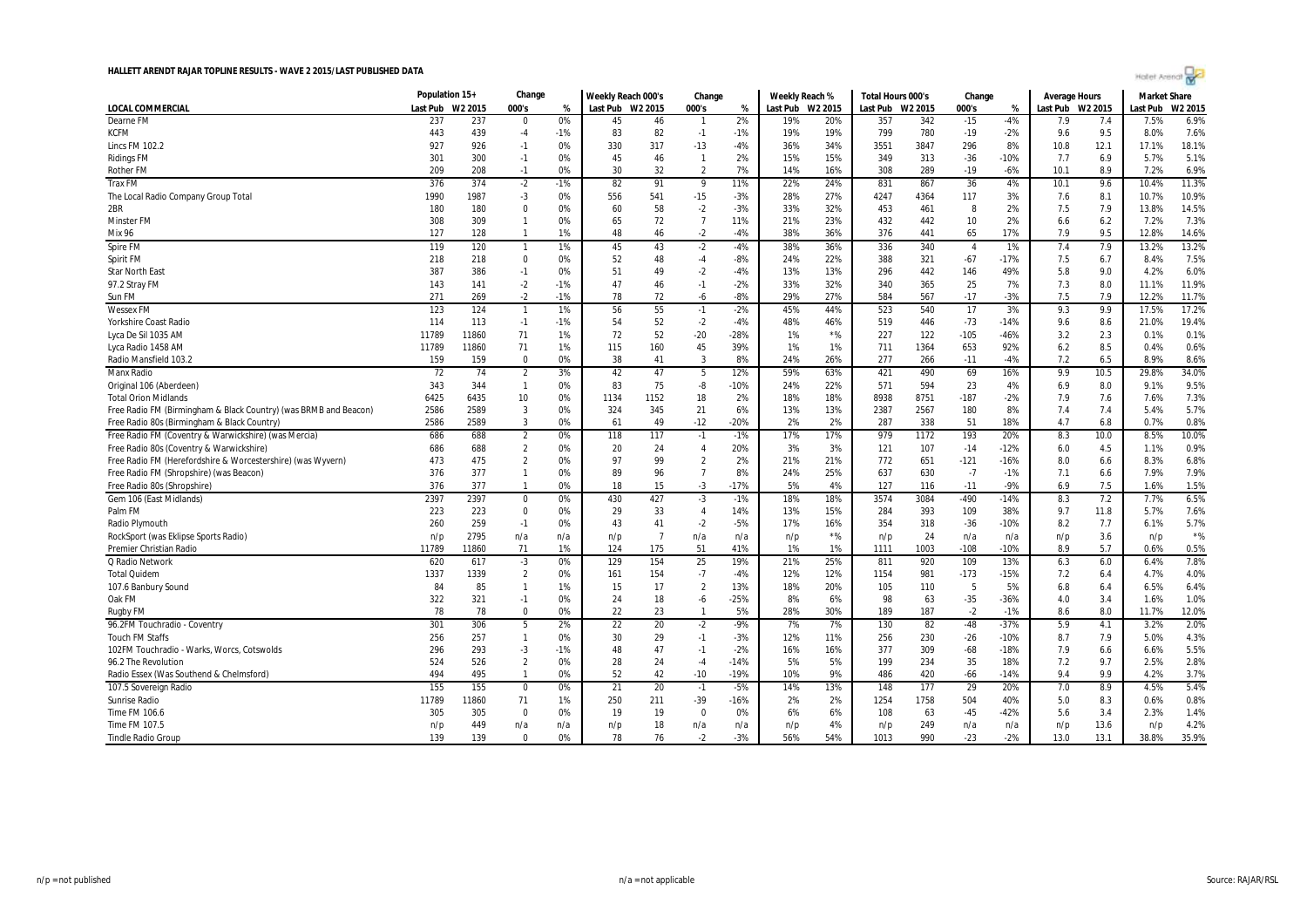# HALLETT ARENDT RAJAR TOPLINE RESULTS - WAVE 2 2015/LAST PUBLISHED DATA

| | Population 15+ | | Change | | Weekly Reach 000's | | Change | | Weekly Reach % | | Total Hours 000's | | Change | | Average Hours | | Market Share | |
|---|---|---|---|---|---|---|---|---|---|---|---|---|---|---|---|---|---|---|
| LOCAL COMMERCIAL | Last Pub | W2 2015 | 000's | % | Last Pub | W2 2015 | 000's | % | Last Pub | W2 2015 | Last Pub | W2 2015 | 000's | % | Last Pub | W2 2015 | Last Pub | W2 2015 |
| Dearne FM | 237 | 237 | 0 | 0% | 45 | 46 | 1 | 2% | 19% | 20% | 357 | 342 | -15 | -4% | 7.9 | 7.4 | 7.5% | 6.9% |
| KCFM | 443 | 439 | -4 | -1% | 83 | 82 | -1 | -1% | 19% | 19% | 799 | 780 | -19 | -2% | 9.6 | 9.5 | 8.0% | 7.6% |
| Lincs FM 102.2 | 927 | 926 | -1 | 0% | 330 | 317 | -13 | -4% | 36% | 34% | 3551 | 3847 | 296 | 8% | 10.8 | 12.1 | 17.1% | 18.1% |
| Ridings FM | 301 | 300 | -1 | 0% | 45 | 46 | 1 | 2% | 15% | 15% | 349 | 313 | -36 | -10% | 7.7 | 6.9 | 5.7% | 5.1% |
| Rother FM | 209 | 208 | -1 | 0% | 30 | 32 | 2 | 7% | 14% | 16% | 308 | 289 | -19 | -6% | 10.1 | 8.9 | 7.2% | 6.9% |
| Trax FM | 376 | 374 | -2 | -1% | 82 | 91 | 9 | 11% | 22% | 24% | 831 | 867 | 36 | 4% | 10.1 | 9.6 | 10.4% | 11.3% |
| The Local Radio Company Group Total | 1990 | 1987 | -3 | 0% | 556 | 541 | -15 | -3% | 28% | 27% | 4247 | 4364 | 117 | 3% | 7.6 | 8.1 | 10.7% | 10.9% |
| 2BR | 180 | 180 | 0 | 0% | 60 | 58 | -2 | -3% | 33% | 32% | 453 | 461 | 8 | 2% | 7.5 | 7.9 | 13.8% | 14.5% |
| Minster FM | 308 | 309 | 1 | 0% | 65 | 72 | 7 | 11% | 21% | 23% | 432 | 442 | 10 | 2% | 6.6 | 6.2 | 7.2% | 7.3% |
| Mix 96 | 127 | 128 | 1 | 1% | 48 | 46 | -2 | -4% | 38% | 36% | 376 | 441 | 65 | 17% | 7.9 | 9.5 | 12.8% | 14.6% |
| Spire FM | 119 | 120 | 1 | 1% | 45 | 43 | -2 | -4% | 38% | 36% | 336 | 340 | 4 | 1% | 7.4 | 7.9 | 13.2% | 13.2% |
| Spirit FM | 218 | 218 | 0 | 0% | 52 | 48 | -4 | -8% | 24% | 22% | 388 | 321 | -67 | -17% | 7.5 | 6.7 | 8.4% | 7.5% |
| Star North East | 387 | 386 | -1 | 0% | 51 | 49 | -2 | -4% | 13% | 13% | 296 | 442 | 146 | 49% | 5.8 | 9.0 | 4.2% | 6.0% |
| 97.2 Stray FM | 143 | 141 | -2 | -1% | 47 | 46 | -1 | -2% | 33% | 32% | 340 | 365 | 25 | 7% | 7.3 | 8.0 | 11.1% | 11.9% |
| Sun FM | 271 | 269 | -2 | -1% | 78 | 72 | -6 | -8% | 29% | 27% | 584 | 567 | -17 | -3% | 7.5 | 7.9 | 12.2% | 11.7% |
| Wessex FM | 123 | 124 | 1 | 1% | 56 | 55 | -1 | -2% | 45% | 44% | 523 | 540 | 17 | 3% | 9.3 | 9.9 | 17.5% | 17.2% |
| Yorkshire Coast Radio | 114 | 113 | -1 | -1% | 54 | 52 | -2 | -4% | 48% | 46% | 519 | 446 | -73 | -14% | 9.6 | 8.6 | 21.0% | 19.4% |
| Lyca De Sil 1035 AM | 11789 | 11860 | 71 | 1% | 72 | 52 | -20 | -28% | 1% | *% | 227 | 122 | -105 | -46% | 3.2 | 2.3 | 0.1% | 0.1% |
| Lyca Radio 1458 AM | 11789 | 11860 | 71 | 1% | 115 | 160 | 45 | 39% | 1% | 1% | 711 | 1364 | 653 | 92% | 6.2 | 8.5 | 0.4% | 0.6% |
| Radio Mansfield 103.2 | 159 | 159 | 0 | 0% | 38 | 41 | 3 | 8% | 24% | 26% | 277 | 266 | -11 | -4% | 7.2 | 6.5 | 8.9% | 8.6% |
| Manx Radio | 72 | 74 | 2 | 3% | 42 | 47 | 5 | 12% | 59% | 63% | 421 | 490 | 69 | 16% | 9.9 | 10.5 | 29.8% | 34.0% |
| Original 106 (Aberdeen) | 343 | 344 | 1 | 0% | 83 | 75 | -8 | -10% | 24% | 22% | 571 | 594 | 23 | 4% | 6.9 | 8.0 | 9.1% | 9.5% |
| Total Orion Midlands | 6425 | 6435 | 10 | 0% | 1134 | 1152 | 18 | 2% | 18% | 18% | 8938 | 8751 | -187 | -2% | 7.9 | 7.6 | 7.6% | 7.3% |
| Free Radio FM (Birmingham & Black Country) (was BRMB and Beacon) | 2586 | 2589 | 3 | 0% | 324 | 345 | 21 | 6% | 13% | 13% | 2387 | 2567 | 180 | 8% | 7.4 | 7.4 | 5.4% | 5.7% |
| Free Radio 80s (Birmingham & Black Country) | 2586 | 2589 | 3 | 0% | 61 | 49 | -12 | -20% | 2% | 2% | 287 | 338 | 51 | 18% | 4.7 | 6.8 | 0.7% | 0.8% |
| Free Radio FM (Coventry & Warwickshire) (was Mercia) | 686 | 688 | 2 | 0% | 118 | 117 | -1 | -1% | 17% | 17% | 979 | 1172 | 193 | 20% | 8.3 | 10.0 | 8.5% | 10.0% |
| Free Radio 80s (Coventry & Warwickshire) | 686 | 688 | 2 | 0% | 20 | 24 | 4 | 20% | 3% | 3% | 121 | 107 | -14 | -12% | 6.0 | 4.5 | 1.1% | 0.9% |
| Free Radio FM (Herefordshire & Worcestershire) (was Wyvern) | 473 | 475 | 2 | 0% | 97 | 99 | 2 | 2% | 21% | 21% | 772 | 651 | -121 | -16% | 8.0 | 6.6 | 8.3% | 6.8% |
| Free Radio FM (Shropshire) (was Beacon) | 376 | 377 | 1 | 0% | 89 | 96 | 7 | 8% | 24% | 25% | 637 | 630 | -7 | -1% | 7.1 | 6.6 | 7.9% | 7.9% |
| Free Radio 80s (Shropshire) | 376 | 377 | 1 | 0% | 18 | 15 | -3 | -17% | 5% | 4% | 127 | 116 | -11 | -9% | 6.9 | 7.5 | 1.6% | 1.5% |
| Gem 106 (East Midlands) | 2397 | 2397 | 0 | 0% | 430 | 427 | -3 | -1% | 18% | 18% | 3574 | 3084 | -490 | -14% | 8.3 | 7.2 | 7.7% | 6.5% |
| Palm FM | 223 | 223 | 0 | 0% | 29 | 33 | 4 | 14% | 13% | 15% | 284 | 393 | 109 | 38% | 9.7 | 11.8 | 5.7% | 7.6% |
| Radio Plymouth | 260 | 259 | -1 | 0% | 43 | 41 | -2 | -5% | 17% | 16% | 354 | 318 | -36 | -10% | 8.2 | 7.7 | 6.1% | 5.7% |
| RockSport (was Eklipse Sports Radio) | n/p | 2795 | n/a | n/a | n/p | 7 | n/a | n/a | n/p | *% | n/p | 24 | n/a | n/a | n/p | 3.6 | n/p | *% |
| Premier Christian Radio | 11789 | 11860 | 71 | 1% | 124 | 175 | 51 | 41% | 1% | 1% | 1111 | 1003 | -108 | -10% | 8.9 | 5.7 | 0.6% | 0.5% |
| Q Radio Network | 620 | 617 | -3 | 0% | 129 | 154 | 25 | 19% | 21% | 25% | 811 | 920 | 109 | 13% | 6.3 | 6.0 | 6.4% | 7.8% |
| Total Quidem | 1337 | 1339 | 2 | 0% | 161 | 154 | -7 | -4% | 12% | 12% | 1154 | 981 | -173 | -15% | 7.2 | 6.4 | 4.7% | 4.0% |
| 107.6 Banbury Sound | 84 | 85 | 1 | 1% | 15 | 17 | 2 | 13% | 18% | 20% | 105 | 110 | 5 | 5% | 6.8 | 6.4 | 6.5% | 6.4% |
| Oak FM | 322 | 321 | -1 | 0% | 24 | 18 | -6 | -25% | 8% | 6% | 98 | 63 | -35 | -36% | 4.0 | 3.4 | 1.6% | 1.0% |
| Rugby FM | 78 | 78 | 0 | 0% | 22 | 23 | 1 | 5% | 28% | 30% | 189 | 187 | -2 | -1% | 8.6 | 8.0 | 11.7% | 12.0% |
| 96.2FM Touchradio - Coventry | 301 | 306 | 5 | 2% | 22 | 20 | -2 | -9% | 7% | 7% | 130 | 82 | -48 | -37% | 5.9 | 4.1 | 3.2% | 2.0% |
| Touch FM Staffs | 256 | 257 | 1 | 0% | 30 | 29 | -1 | -3% | 12% | 11% | 256 | 230 | -26 | -10% | 8.7 | 7.9 | 5.0% | 4.3% |
| 102FM Touchradio - Warks, Worcs, Cotswolds | 296 | 293 | -3 | -1% | 48 | 47 | -1 | -2% | 16% | 16% | 377 | 309 | -68 | -18% | 7.9 | 6.6 | 6.6% | 5.5% |
| 96.2 The Revolution | 524 | 526 | 2 | 0% | 28 | 24 | -4 | -14% | 5% | 5% | 199 | 234 | 35 | 18% | 7.2 | 9.7 | 2.5% | 2.8% |
| Radio Essex (Was Southend & Chelmsford) | 494 | 495 | 1 | 0% | 52 | 42 | -10 | -19% | 10% | 9% | 486 | 420 | -66 | -14% | 9.4 | 9.9 | 4.2% | 3.7% |
| 107.5 Sovereign Radio | 155 | 155 | 0 | 0% | 21 | 20 | -1 | -5% | 14% | 13% | 148 | 177 | 29 | 20% | 7.0 | 8.9 | 4.5% | 5.4% |
| Sunrise Radio | 11789 | 11860 | 71 | 1% | 250 | 211 | -39 | -16% | 2% | 2% | 1254 | 1758 | 504 | 40% | 5.0 | 8.3 | 0.6% | 0.8% |
| Time FM 106.6 | 305 | 305 | 0 | 0% | 19 | 19 | 0 | 0% | 6% | 6% | 108 | 63 | -45 | -42% | 5.6 | 3.4 | 2.3% | 1.4% |
| Time FM 107.5 | n/p | 449 | n/a | n/a | n/p | 18 | n/a | n/a | n/p | 4% | n/p | 249 | n/a | n/a | n/p | 13.6 | n/p | 4.2% |
| Tindle Radio Group | 139 | 139 | 0 | 0% | 78 | 76 | -2 | -3% | 56% | 54% | 1013 | 990 | -23 | -2% | 13.0 | 13.1 | 38.8% | 35.9% |

n/p = not published    n/a = not applicable    Source: RAJAR/RSL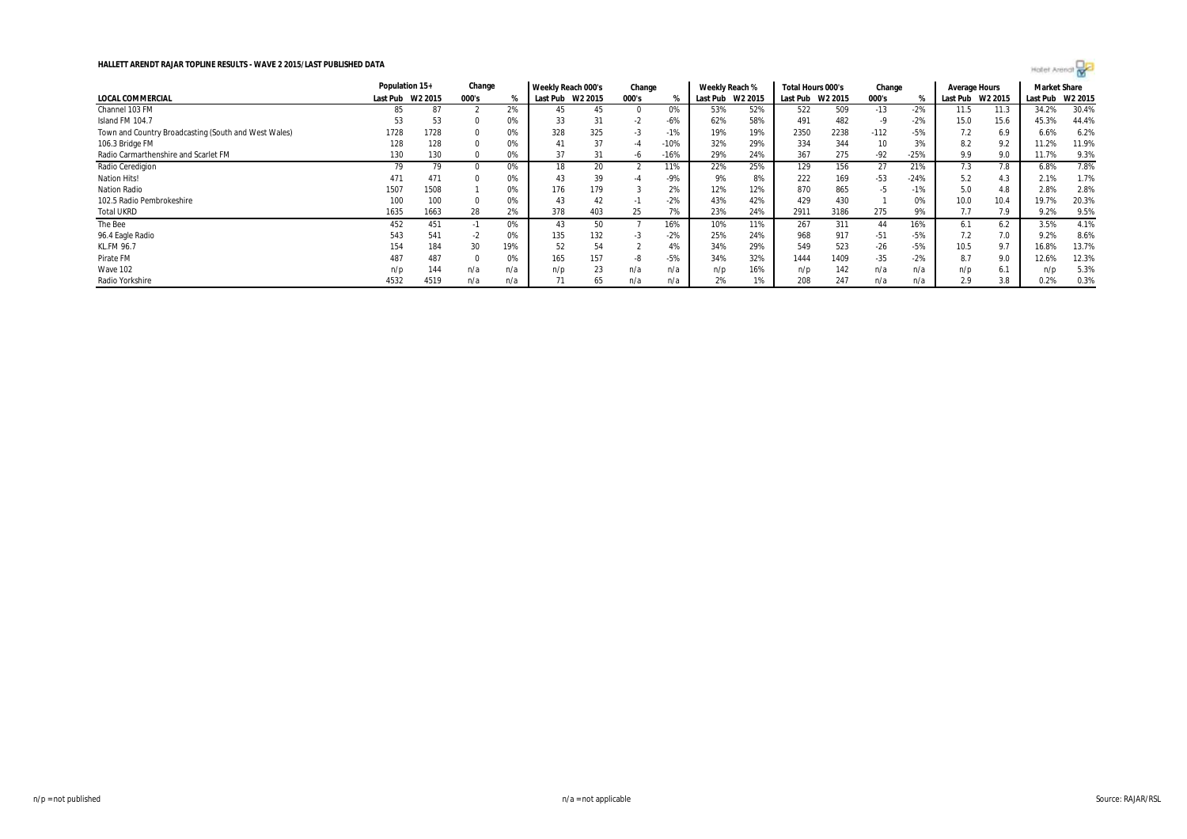**HALLETT ARENDT RAJAR TOPLINE RESULTS - WAVE 2 2015/LAST PUBLISHED DATA**

| | Population 15+ | | Change | | Weekly Reach 000's | | Change | | Weekly Reach % | | Total Hours 000's | | Change | | Average Hours | | Market Share | |
|---|---|---|---|---|---|---|---|---|---|---|---|---|---|---|---|---|---|---|
| LOCAL COMMERCIAL | Last Pub | W2 2015 | 000's | % | Last Pub | W2 2015 | 000's | % | Last Pub | W2 2015 | Last Pub | W2 2015 | 000's | % | Last Pub | W2 2015 | Last Pub | W2 2015 |
| Channel 103 FM | 85 | 87 | 2 | 2% | 45 | 45 | 0 | 0% | 53% | 52% | 522 | 509 | -13 | -2% | 11.5 | 11.3 | 34.2% | 30.4% |
| Island FM 104.7 | 53 | 53 | 0 | 0% | 33 | 31 | -2 | -6% | 62% | 58% | 491 | 482 | -9 | -2% | 15.0 | 15.6 | 45.3% | 44.4% |
| Town and Country Broadcasting (South and West Wales) | 1728 | 1728 | 0 | 0% | 328 | 325 | -3 | -1% | 19% | 19% | 2350 | 2238 | -112 | -5% | 7.2 | 6.9 | 6.6% | 6.2% |
| 106.3 Bridge FM | 128 | 128 | 0 | 0% | 41 | 37 | -4 | -10% | 32% | 29% | 334 | 344 | 10 | 3% | 8.2 | 9.2 | 11.2% | 11.9% |
| Radio Carmarthenshire and Scarlet FM | 130 | 130 | 0 | 0% | 37 | 31 | -6 | -16% | 29% | 24% | 367 | 275 | -92 | -25% | 9.9 | 9.0 | 11.7% | 9.3% |
| Radio Ceredigion | 79 | 79 | 0 | 0% | 18 | 20 | 2 | 11% | 22% | 25% | 129 | 156 | 27 | 21% | 7.3 | 7.8 | 6.8% | 7.8% |
| Nation Hits! | 471 | 471 | 0 | 0% | 43 | 39 | -4 | -9% | 9% | 8% | 222 | 169 | -53 | -24% | 5.2 | 4.3 | 2.1% | 1.7% |
| Nation Radio | 1507 | 1508 | 1 | 0% | 176 | 179 | 3 | 2% | 12% | 12% | 870 | 865 | -5 | -1% | 5.0 | 4.8 | 2.8% | 2.8% |
| 102.5 Radio Pembrokeshire | 100 | 100 | 0 | 0% | 43 | 42 | -1 | -2% | 43% | 42% | 429 | 430 | 1 | 0% | 10.0 | 10.4 | 19.7% | 20.3% |
| Total UKRD | 1635 | 1663 | 28 | 2% | 378 | 403 | 25 | 7% | 23% | 24% | 2911 | 3186 | 275 | 9% | 7.7 | 7.9 | 9.2% | 9.5% |
| The Bee | 452 | 451 | -1 | 0% | 43 | 50 | 7 | 16% | 10% | 11% | 267 | 311 | 44 | 16% | 6.1 | 6.2 | 3.5% | 4.1% |
| 96.4 Eagle Radio | 543 | 541 | -2 | 0% | 135 | 132 | -3 | -2% | 25% | 24% | 968 | 917 | -51 | -5% | 7.2 | 7.0 | 9.2% | 8.6% |
| KL.FM 96.7 | 154 | 184 | 30 | 19% | 52 | 54 | 2 | 4% | 34% | 29% | 549 | 523 | -26 | -5% | 10.5 | 9.7 | 16.8% | 13.7% |
| Pirate FM | 487 | 487 | 0 | 0% | 165 | 157 | -8 | -5% | 34% | 32% | 1444 | 1409 | -35 | -2% | 8.7 | 9.0 | 12.6% | 12.3% |
| Wave 102 | n/p | 144 | n/a | n/a | n/p | 23 | n/a | n/a | n/p | 16% | n/p | 142 | n/a | n/a | n/p | 6.1 | n/p | 5.3% |
| Radio Yorkshire | 4532 | 4519 | n/a | n/a | 71 | 65 | n/a | n/a | 2% | 1% | 208 | 247 | n/a | n/a | 2.9 | 3.8 | 0.2% | 0.3% |

n/p = not published

n/a = not applicable

Source: RAJAR/RSL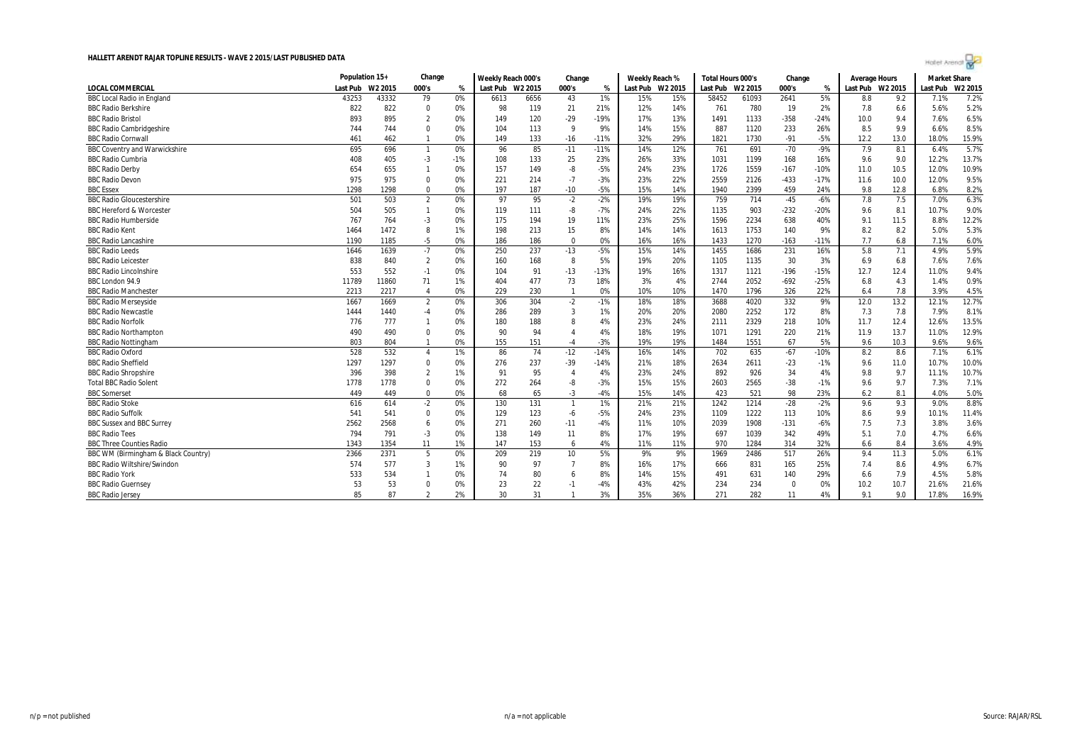# HALLETT ARENDT RAJAR TOPLINE RESULTS - WAVE 2 2015/LAST PUBLISHED DATA

| | Population 15+ | | Change | | Weekly Reach 000's | | Change | | Weekly Reach % | | Total Hours 000's | | Change | | Average Hours | | Market Share | |
|---|---|---|---|---|---|---|---|---|---|---|---|---|---|---|---|---|---|---|
| LOCAL COMMERCIAL | Last Pub | W2 2015 | 000's | % | Last Pub | W2 2015 | 000's | % | Last Pub | W2 2015 | Last Pub | W2 2015 | 000's | % | Last Pub | W2 2015 | Last Pub | W2 2015 |
| BBC Local Radio in England | 43253 | 43332 | 79 | 0% | 6613 | 6656 | 43 | 1% | 15% | 15% | 58452 | 61093 | 2641 | 5% | 8.8 | 9.2 | 7.1% | 7.2% |
| BBC Radio Berkshire | 822 | 822 | 0 | 0% | 98 | 119 | 21 | 21% | 12% | 14% | 761 | 780 | 19 | 2% | 7.8 | 6.6 | 5.6% | 5.2% |
| BBC Radio Bristol | 893 | 895 | 2 | 0% | 149 | 120 | -29 | -19% | 17% | 13% | 1491 | 1133 | -358 | -24% | 10.0 | 9.4 | 7.6% | 6.5% |
| BBC Radio Cambridgeshire | 744 | 744 | 0 | 0% | 104 | 113 | 9 | 9% | 14% | 15% | 887 | 1120 | 233 | 26% | 8.5 | 9.9 | 6.6% | 8.5% |
| BBC Radio Cornwall | 461 | 462 | 1 | 0% | 149 | 133 | -16 | -11% | 32% | 29% | 1821 | 1730 | -91 | -5% | 12.2 | 13.0 | 18.0% | 15.9% |
| BBC Coventry and Warwickshire | 695 | 696 | 1 | 0% | 96 | 85 | -11 | -11% | 14% | 12% | 761 | 691 | -70 | -9% | 7.9 | 8.1 | 6.4% | 5.7% |
| BBC Radio Cumbria | 408 | 405 | -3 | -1% | 108 | 133 | 25 | 23% | 26% | 33% | 1031 | 1199 | 168 | 16% | 9.6 | 9.0 | 12.2% | 13.7% |
| BBC Radio Derby | 654 | 655 | 1 | 0% | 157 | 149 | -8 | -5% | 24% | 23% | 1726 | 1559 | -167 | -10% | 11.0 | 10.5 | 12.0% | 10.9% |
| BBC Radio Devon | 975 | 975 | 0 | 0% | 221 | 214 | -7 | -3% | 23% | 22% | 2559 | 2126 | -433 | -17% | 11.6 | 10.0 | 12.0% | 9.5% |
| BBC Essex | 1298 | 1298 | 0 | 0% | 197 | 187 | -10 | -5% | 15% | 14% | 1940 | 2399 | 459 | 24% | 9.8 | 12.8 | 6.8% | 8.2% |
| BBC Radio Gloucestershire | 501 | 503 | 2 | 0% | 97 | 95 | -2 | -2% | 19% | 19% | 759 | 714 | -45 | -6% | 7.8 | 7.5 | 7.0% | 6.3% |
| BBC Hereford & Worcester | 504 | 505 | 1 | 0% | 119 | 111 | -8 | -7% | 24% | 22% | 1135 | 903 | -232 | -20% | 9.6 | 8.1 | 10.7% | 9.0% |
| BBC Radio Humberside | 767 | 764 | -3 | 0% | 175 | 194 | 19 | 11% | 23% | 25% | 1596 | 2234 | 638 | 40% | 9.1 | 11.5 | 8.8% | 12.2% |
| BBC Radio Kent | 1464 | 1472 | 8 | 1% | 198 | 213 | 15 | 8% | 14% | 14% | 1613 | 1753 | 140 | 9% | 8.2 | 8.2 | 5.0% | 5.3% |
| BBC Radio Lancashire | 1190 | 1185 | -5 | 0% | 186 | 186 | 0 | 0% | 16% | 16% | 1433 | 1270 | -163 | -11% | 7.7 | 6.8 | 7.1% | 6.0% |
| BBC Radio Leeds | 1646 | 1639 | -7 | 0% | 250 | 237 | -13 | -5% | 15% | 14% | 1455 | 1686 | 231 | 16% | 5.8 | 7.1 | 4.9% | 5.9% |
| BBC Radio Leicester | 838 | 840 | 2 | 0% | 160 | 168 | 8 | 5% | 19% | 20% | 1105 | 1135 | 30 | 3% | 6.9 | 6.8 | 7.6% | 7.6% |
| BBC Radio Lincolnshire | 553 | 552 | -1 | 0% | 104 | 91 | -13 | -13% | 19% | 16% | 1317 | 1121 | -196 | -15% | 12.7 | 12.4 | 11.0% | 9.4% |
| BBC London 94.9 | 11789 | 11860 | 71 | 1% | 404 | 477 | 73 | 18% | 3% | 4% | 2744 | 2052 | -692 | -25% | 6.8 | 4.3 | 1.4% | 0.9% |
| BBC Radio Manchester | 2213 | 2217 | 4 | 0% | 229 | 230 | 1 | 0% | 10% | 10% | 1470 | 1796 | 326 | 22% | 6.4 | 7.8 | 3.9% | 4.5% |
| BBC Radio Merseyside | 1667 | 1669 | 2 | 0% | 306 | 304 | -2 | -1% | 18% | 18% | 3688 | 4020 | 332 | 9% | 12.0 | 13.2 | 12.1% | 12.7% |
| BBC Radio Newcastle | 1444 | 1440 | -4 | 0% | 286 | 289 | 3 | 1% | 20% | 20% | 2080 | 2252 | 172 | 8% | 7.3 | 7.8 | 7.9% | 8.1% |
| BBC Radio Norfolk | 776 | 777 | 1 | 0% | 180 | 188 | 8 | 4% | 23% | 24% | 2111 | 2329 | 218 | 10% | 11.7 | 12.4 | 12.6% | 13.5% |
| BBC Radio Northampton | 490 | 490 | 0 | 0% | 90 | 94 | 4 | 4% | 18% | 19% | 1071 | 1291 | 220 | 21% | 11.9 | 13.7 | 11.0% | 12.9% |
| BBC Radio Nottingham | 803 | 804 | 1 | 0% | 155 | 151 | -4 | -3% | 19% | 19% | 1484 | 1551 | 67 | 5% | 9.6 | 10.3 | 9.6% | 9.6% |
| BBC Radio Oxford | 528 | 532 | 4 | 1% | 86 | 74 | -12 | -14% | 16% | 14% | 702 | 635 | -67 | -10% | 8.2 | 8.6 | 7.1% | 6.1% |
| BBC Radio Sheffield | 1297 | 1297 | 0 | 0% | 276 | 237 | -39 | -14% | 21% | 18% | 2634 | 2611 | -23 | -1% | 9.6 | 11.0 | 10.7% | 10.0% |
| BBC Radio Shropshire | 396 | 398 | 2 | 1% | 91 | 95 | 4 | 4% | 23% | 24% | 892 | 926 | 34 | 4% | 9.8 | 9.7 | 11.1% | 10.7% |
| Total BBC Radio Solent | 1778 | 1778 | 0 | 0% | 272 | 264 | -8 | -3% | 15% | 15% | 2603 | 2565 | -38 | -1% | 9.6 | 9.7 | 7.3% | 7.1% |
| BBC Somerset | 449 | 449 | 0 | 0% | 68 | 65 | -3 | -4% | 15% | 14% | 423 | 521 | 98 | 23% | 6.2 | 8.1 | 4.0% | 5.0% |
| BBC Radio Stoke | 616 | 614 | -2 | 0% | 130 | 131 | 1 | 1% | 21% | 21% | 1242 | 1214 | -28 | -2% | 9.6 | 9.3 | 9.0% | 8.8% |
| BBC Radio Suffolk | 541 | 541 | 0 | 0% | 129 | 123 | -6 | -5% | 24% | 23% | 1109 | 1222 | 113 | 10% | 8.6 | 9.9 | 10.1% | 11.4% |
| BBC Sussex and BBC Surrey | 2562 | 2568 | 6 | 0% | 271 | 260 | -11 | -4% | 11% | 10% | 2039 | 1908 | -131 | -6% | 7.5 | 7.3 | 3.8% | 3.6% |
| BBC Radio Tees | 794 | 791 | -3 | 0% | 138 | 149 | 11 | 8% | 17% | 19% | 697 | 1039 | 342 | 49% | 5.1 | 7.0 | 4.7% | 6.6% |
| BBC Three Counties Radio | 1343 | 1354 | 11 | 1% | 147 | 153 | 6 | 4% | 11% | 11% | 970 | 1284 | 314 | 32% | 6.6 | 8.4 | 3.6% | 4.9% |
| BBC WM (Birmingham & Black Country) | 2366 | 2371 | 5 | 0% | 209 | 219 | 10 | 5% | 9% | 9% | 1969 | 2486 | 517 | 26% | 9.4 | 11.3 | 5.0% | 6.1% |
| BBC Radio Wiltshire/Swindon | 574 | 577 | 3 | 1% | 90 | 97 | 7 | 8% | 16% | 17% | 666 | 831 | 165 | 25% | 7.4 | 8.6 | 4.9% | 6.7% |
| BBC Radio York | 533 | 534 | 1 | 0% | 74 | 80 | 6 | 8% | 14% | 15% | 491 | 631 | 140 | 29% | 6.6 | 7.9 | 4.5% | 5.8% |
| BBC Radio Guernsey | 53 | 53 | 0 | 0% | 23 | 22 | -1 | -4% | 43% | 42% | 234 | 234 | 0 | 0% | 10.2 | 10.7 | 21.6% | 21.6% |
| BBC Radio Jersey | 85 | 87 | 2 | 2% | 30 | 31 | 1 | 3% | 35% | 36% | 271 | 282 | 11 | 4% | 9.1 | 9.0 | 17.8% | 16.9% |

n/p = not published | n/a = not applicable | Source: RAJAR/RSL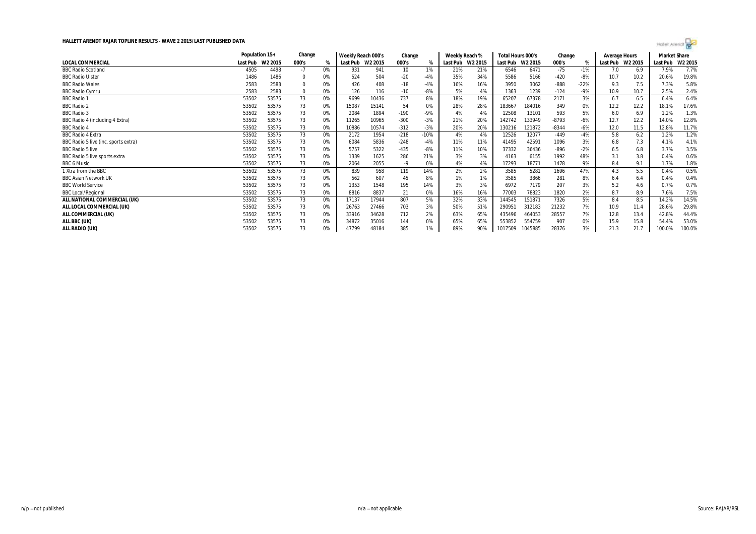# HALLETT ARENDT RAJAR TOPLINE RESULTS - WAVE 2 2015/LAST PUBLISHED DATA

| | Population 15+ | | Change | | Weekly Reach 000's | | Change | | Weekly Reach % | | Total Hours 000's | | Change | | Average Hours | | Market Share | |
|---|---|---|---|---|---|---|---|---|---|---|---|---|---|---|---|---|---|---|
| LOCAL COMMERCIAL | Last Pub | W2 2015 | 000's | % | Last Pub | W2 2015 | 000's | % | Last Pub | W2 2015 | Last Pub | W2 2015 | 000's | % | Last Pub | W2 2015 | Last Pub | W2 2015 |
| BBC Radio Scotland | 4505 | 4498 | -7 | 0% | 931 | 941 | 10 | 1% | 21% | 21% | 6546 | 6471 | -75 | -1% | 7.0 | 6.9 | 7.9% | 7.7% |
| BBC Radio Ulster | 1486 | 1486 | 0 | 0% | 524 | 504 | -20 | -4% | 35% | 34% | 5586 | 5166 | -420 | -8% | 10.7 | 10.2 | 20.6% | 19.8% |
| BBC Radio Wales | 2583 | 2583 | 0 | 0% | 426 | 408 | -18 | -4% | 16% | 16% | 3950 | 3062 | -888 | -22% | 9.3 | 7.5 | 7.3% | 5.8% |
| BBC Radio Cymru | 2583 | 2583 | 0 | 0% | 126 | 116 | -10 | -8% | 5% | 4% | 1363 | 1239 | -124 | -9% | 10.9 | 10.7 | 2.5% | 2.4% |
| BBC Radio 1 | 53502 | 53575 | 73 | 0% | 9699 | 10436 | 737 | 8% | 18% | 19% | 65207 | 67378 | 2171 | 3% | 6.7 | 6.5 | 6.4% | 6.4% |
| BBC Radio 2 | 53502 | 53575 | 73 | 0% | 15087 | 15141 | 54 | 0% | 28% | 28% | 183667 | 184016 | 349 | 0% | 12.2 | 12.2 | 18.1% | 17.6% |
| BBC Radio 3 | 53502 | 53575 | 73 | 0% | 2084 | 1894 | -190 | -9% | 4% | 4% | 12508 | 13101 | 593 | 5% | 6.0 | 6.9 | 1.2% | 1.3% |
| BBC Radio 4 (including 4 Extra) | 53502 | 53575 | 73 | 0% | 11265 | 10965 | -300 | -3% | 21% | 20% | 142742 | 133949 | -8793 | -6% | 12.7 | 12.2 | 14.0% | 12.8% |
| BBC Radio 4 | 53502 | 53575 | 73 | 0% | 10886 | 10574 | -312 | -3% | 20% | 20% | 130216 | 121872 | -8344 | -6% | 12.0 | 11.5 | 12.8% | 11.7% |
| BBC Radio 4 Extra | 53502 | 53575 | 73 | 0% | 2172 | 1954 | -218 | -10% | 4% | 4% | 12526 | 12077 | -449 | -4% | 5.8 | 6.2 | 1.2% | 1.2% |
| BBC Radio 5 live (inc. sports extra) | 53502 | 53575 | 73 | 0% | 6084 | 5836 | -248 | -4% | 11% | 11% | 41495 | 42591 | 1096 | 3% | 6.8 | 7.3 | 4.1% | 4.1% |
| BBC Radio 5 live | 53502 | 53575 | 73 | 0% | 5757 | 5322 | -435 | -8% | 11% | 10% | 37332 | 36436 | -896 | -2% | 6.5 | 6.8 | 3.7% | 3.5% |
| BBC Radio 5 live sports extra | 53502 | 53575 | 73 | 0% | 1339 | 1625 | 286 | 21% | 3% | 3% | 4163 | 6155 | 1992 | 48% | 3.1 | 3.8 | 0.4% | 0.6% |
| BBC 6 Music | 53502 | 53575 | 73 | 0% | 2064 | 2055 | -9 | 0% | 4% | 4% | 17293 | 18771 | 1478 | 9% | 8.4 | 9.1 | 1.7% | 1.8% |
| 1 Xtra from the BBC | 53502 | 53575 | 73 | 0% | 839 | 958 | 119 | 14% | 2% | 2% | 3585 | 5281 | 1696 | 47% | 4.3 | 5.5 | 0.4% | 0.5% |
| BBC Asian Network UK | 53502 | 53575 | 73 | 0% | 562 | 607 | 45 | 8% | 1% | 1% | 3585 | 3866 | 281 | 8% | 6.4 | 6.4 | 0.4% | 0.4% |
| BBC World Service | 53502 | 53575 | 73 | 0% | 1353 | 1548 | 195 | 14% | 3% | 3% | 6972 | 7179 | 207 | 3% | 5.2 | 4.6 | 0.7% | 0.7% |
| BBC Local/Regional | 53502 | 53575 | 73 | 0% | 8816 | 8837 | 21 | 0% | 16% | 16% | 77003 | 78823 | 1820 | 2% | 8.7 | 8.9 | 7.6% | 7.5% |
| ALL NATIONAL COMMERCIAL (UK) | 53502 | 53575 | 73 | 0% | 17137 | 17944 | 807 | 5% | 32% | 33% | 144545 | 151871 | 7326 | 5% | 8.4 | 8.5 | 14.2% | 14.5% |
| ALL LOCAL COMMERCIAL (UK) | 53502 | 53575 | 73 | 0% | 26763 | 27466 | 703 | 3% | 50% | 51% | 290951 | 312183 | 21232 | 7% | 10.9 | 11.4 | 28.6% | 29.8% |
| ALL COMMERCIAL (UK) | 53502 | 53575 | 73 | 0% | 33916 | 34628 | 712 | 2% | 63% | 65% | 435496 | 464053 | 28557 | 7% | 12.8 | 13.4 | 42.8% | 44.4% |
| ALL BBC (UK) | 53502 | 53575 | 73 | 0% | 34872 | 35016 | 144 | 0% | 65% | 65% | 553852 | 554759 | 907 | 0% | 15.9 | 15.8 | 54.4% | 53.0% |
| ALL RADIO (UK) | 53502 | 53575 | 73 | 0% | 47799 | 48184 | 385 | 1% | 89% | 90% | 1017509 | 1045885 | 28376 | 3% | 21.3 | 21.7 | 100.0% | 100.0% |

n/p = not published

n/a = not applicable

Source: RAJAR/RSL